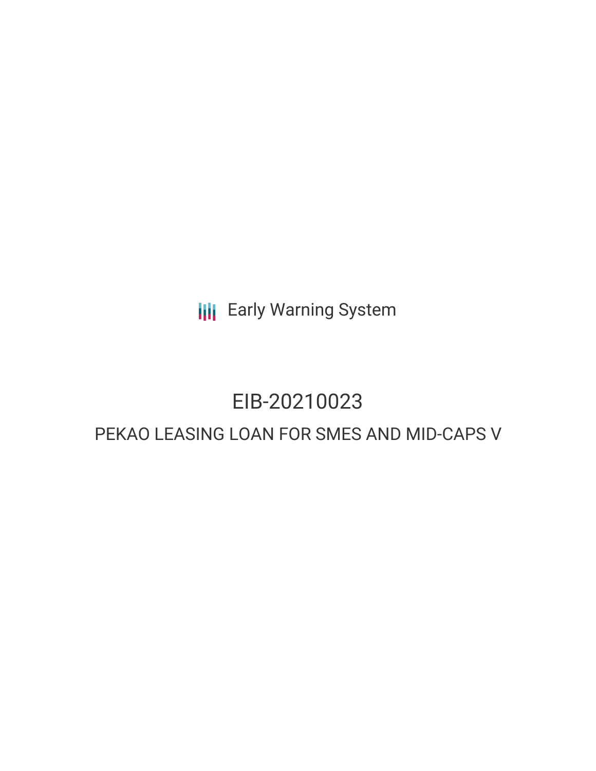Early Warning System

# EIB-20210023

## PEKAO LEASING LOAN FOR SMES AND MID-CAPS V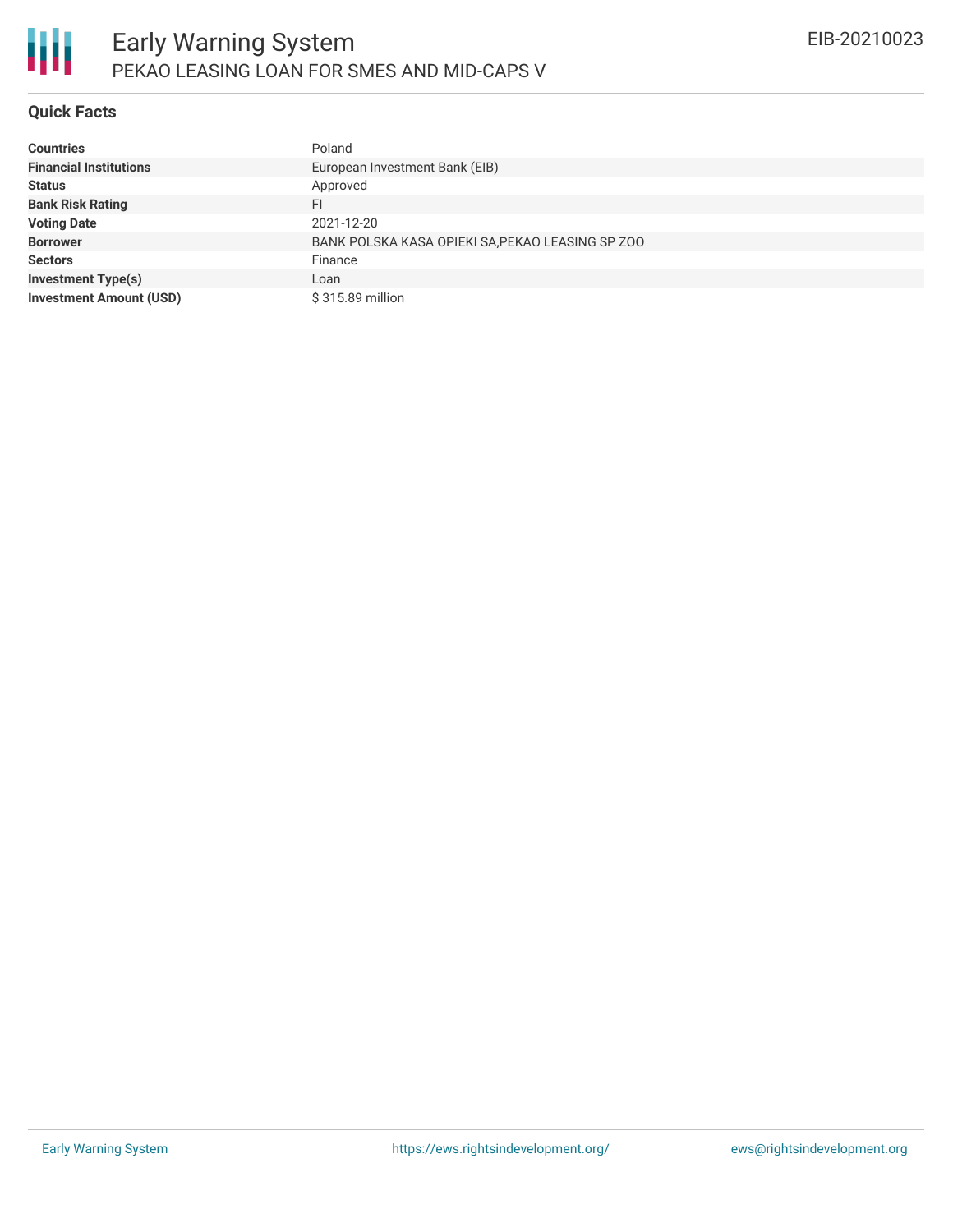# Early Warning System

## PEKAO LEASING LOAN FOR SMES AND MID-CAPS V

EIB-20210023

### Quick Facts

| | |
|---|---|
| **Countries** | Poland |
| **Financial Institutions** | European Investment Bank (EIB) |
| **Status** | Approved |
| **Bank Risk Rating** | FI |
| **Voting Date** | 2021-12-20 |
| **Borrower** | BANK POLSKA KASA OPIEKI SA,PEKAO LEASING SP ZOO |
| **Sectors** | Finance |
| **Investment Type(s)** | Loan |
| **Investment Amount (USD)** | $ 315.89 million |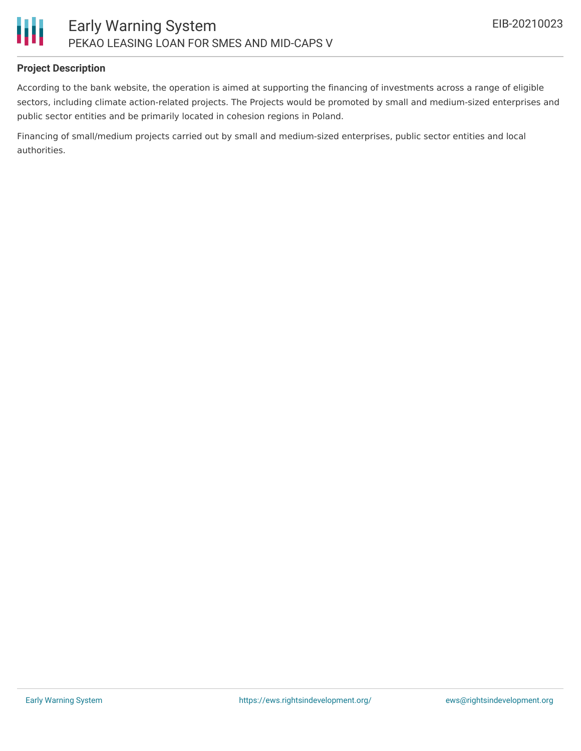### Project Description

According to the bank website, the operation is aimed at supporting the financing of investments across a range of eligible sectors, including climate action-related projects. The Projects would be promoted by small and medium-sized enterprises and public sector entities and be primarily located in cohesion regions in Poland.

Financing of small/medium projects carried out by small and medium-sized enterprises, public sector entities and local authorities.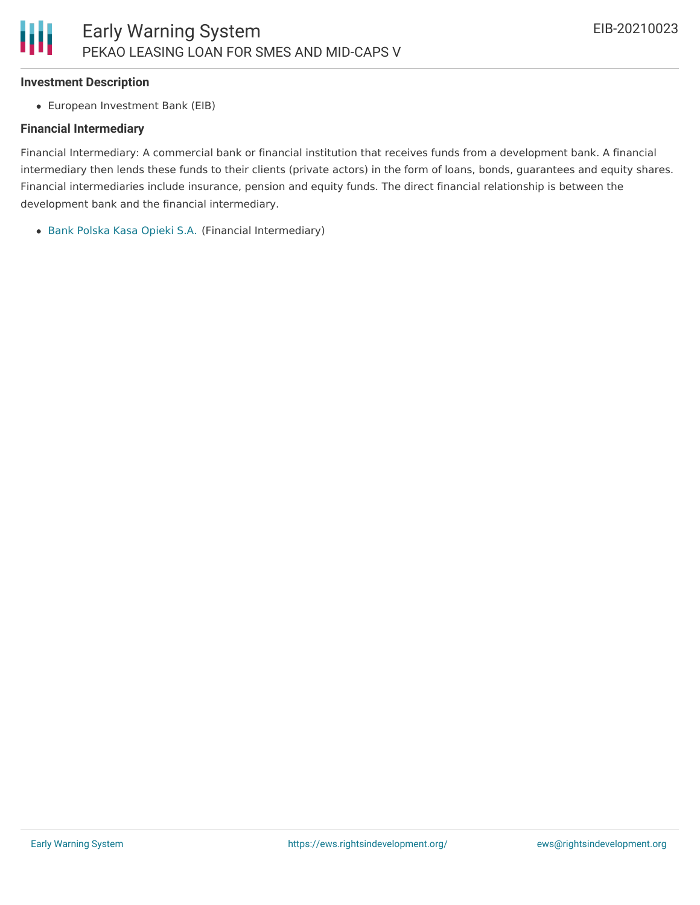**Investment Description**

- European Investment Bank (EIB)

**Financial Intermediary**

Financial Intermediary: A commercial bank or financial institution that receives funds from a development bank. A financial intermediary then lends these funds to their clients (private actors) in the form of loans, bonds, guarantees and equity shares. Financial intermediaries include insurance, pension and equity funds. The direct financial relationship is between the development bank and the financial intermediary.

- Bank Polska Kasa Opieki S.A. (Financial Intermediary)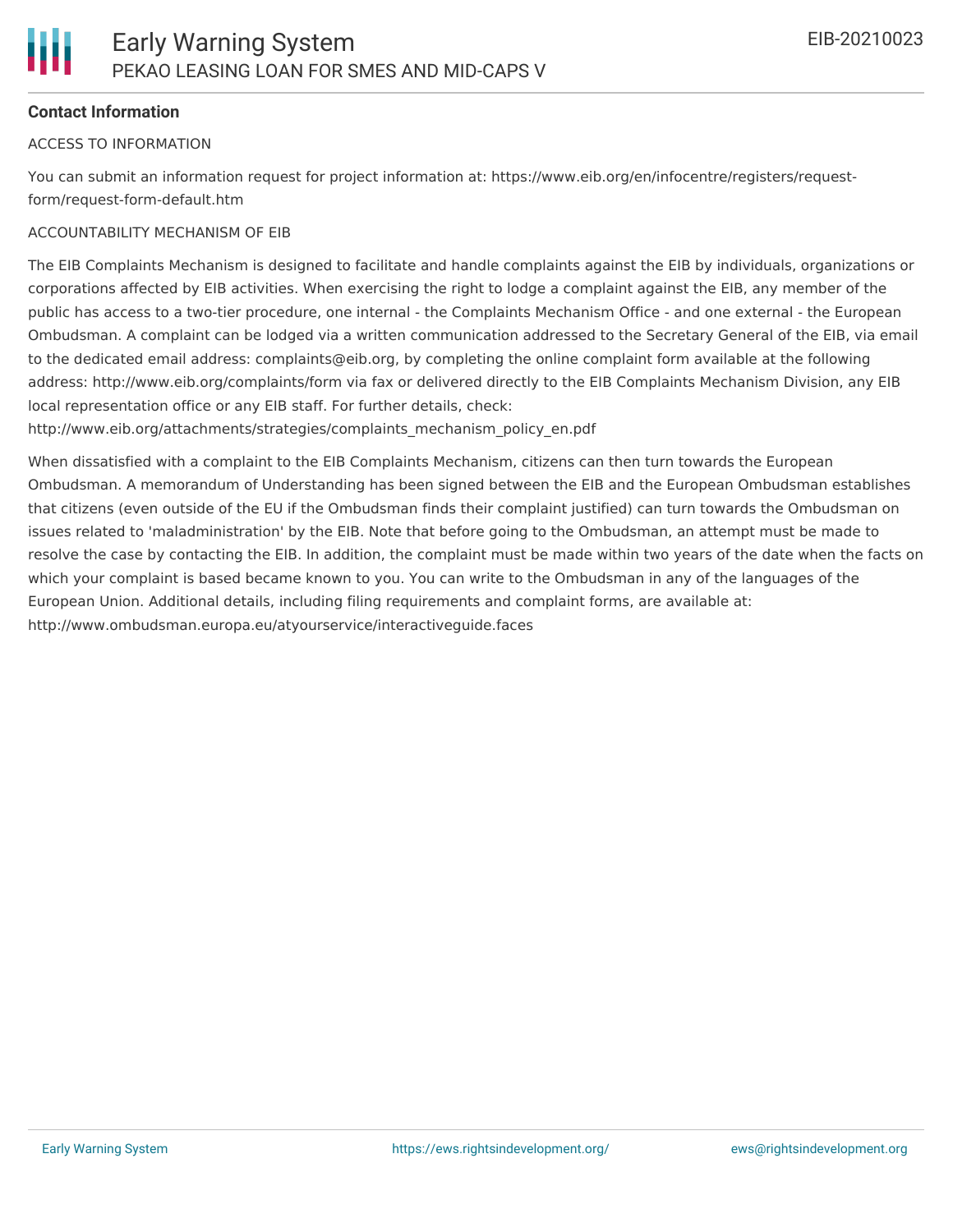**Contact Information**

ACCESS TO INFORMATION

You can submit an information request for project information at: https://www.eib.org/en/infocentre/registers/request-form/request-form-default.htm

ACCOUNTABILITY MECHANISM OF EIB

The EIB Complaints Mechanism is designed to facilitate and handle complaints against the EIB by individuals, organizations or corporations affected by EIB activities. When exercising the right to lodge a complaint against the EIB, any member of the public has access to a two-tier procedure, one internal - the Complaints Mechanism Office - and one external - the European Ombudsman. A complaint can be lodged via a written communication addressed to the Secretary General of the EIB, via email to the dedicated email address: complaints@eib.org, by completing the online complaint form available at the following address: http://www.eib.org/complaints/form via fax or delivered directly to the EIB Complaints Mechanism Division, any EIB local representation office or any EIB staff. For further details, check: http://www.eib.org/attachments/strategies/complaints_mechanism_policy_en.pdf

When dissatisfied with a complaint to the EIB Complaints Mechanism, citizens can then turn towards the European Ombudsman. A memorandum of Understanding has been signed between the EIB and the European Ombudsman establishes that citizens (even outside of the EU if the Ombudsman finds their complaint justified) can turn towards the Ombudsman on issues related to 'maladministration' by the EIB. Note that before going to the Ombudsman, an attempt must be made to resolve the case by contacting the EIB. In addition, the complaint must be made within two years of the date when the facts on which your complaint is based became known to you. You can write to the Ombudsman in any of the languages of the European Union. Additional details, including filing requirements and complaint forms, are available at: http://www.ombudsman.europa.eu/atyourservice/interactiveguide.faces